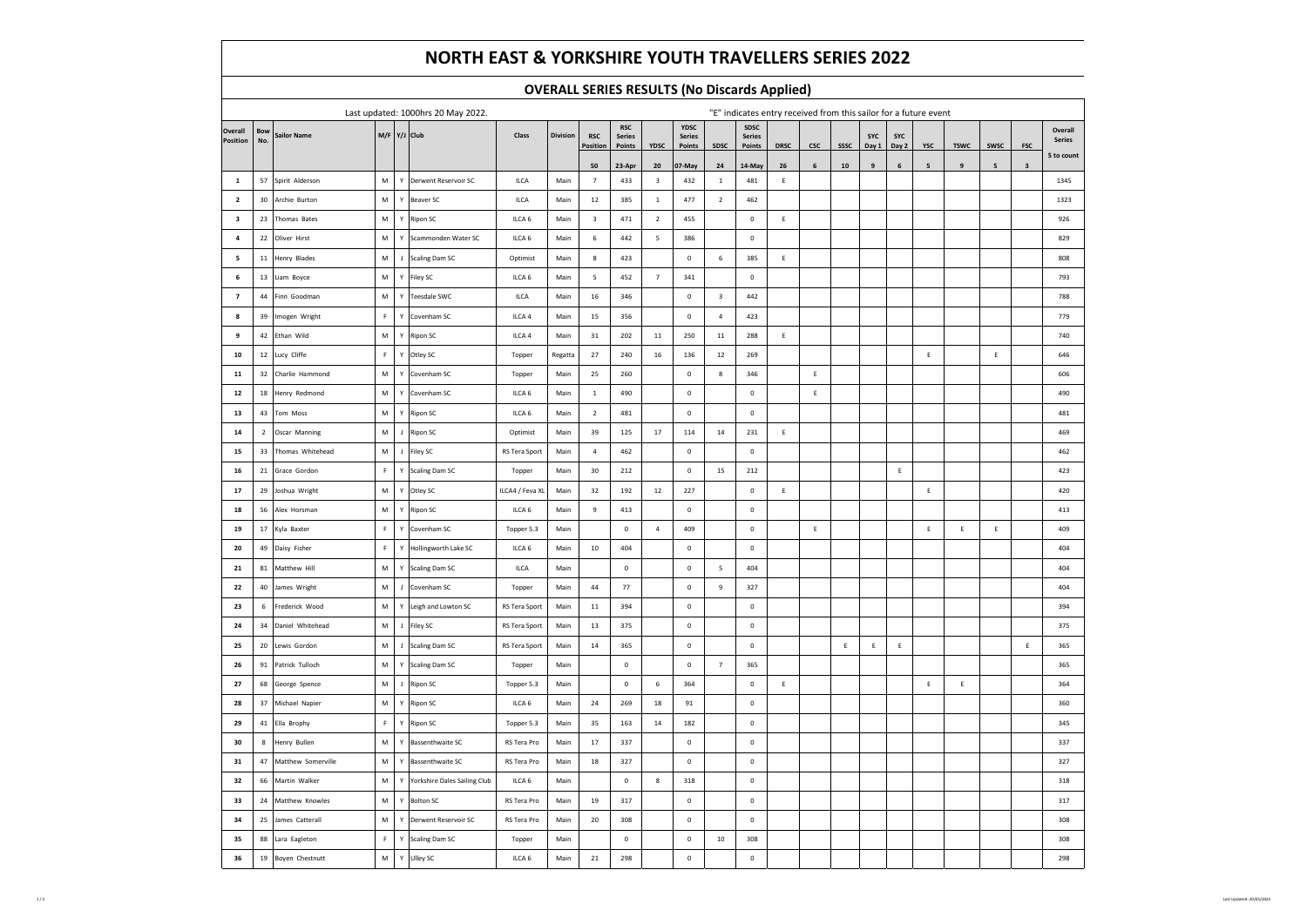# NORTH EAST & YORKSHIRE YOUTH TRAVELLERS SERIES 2022

## OVERALL SERIES RESULTS (No Discards Applied)

Last updated: 1000hrs 20 May 2022.

"E" indicates entry received from this sailor for a future event

| Overall Position | Bow No. | Sailor Name | M/F | Y/J | Club | Class | Division | RSC Position | RSC Series Points | YDSC | YDSC Series Points | SDSC | SDSC Series Points | DRSC | CSC | SSSC | SYC Day 1 | SYC Day 2 | YSC | TSWC | SWSC | FSC | Overall Series |
|---|---|---|---|---|---|---|---|---|---|---|---|---|---|---|---|---|---|---|---|---|---|---|---|
| | | | | | | | | 50 | 23-Apr | 20 | 07-May | 24 | 14-May | 26 | 6 | 10 | 9 | 6 | 5 | 9 | 5 | 3 | 5 to count |
| 1 | 57 | Spirit Alderson | M | Y | Derwent Reservoir SC | ILCA | Main | 7 | 433 | 3 | 432 | 1 | 481 | E | | | | | | | | | 1345 |
| 2 | 30 | Archie Burton | M | Y | Beaver SC | ILCA | Main | 12 | 385 | 1 | 477 | 2 | 462 | | | | | | | | | | 1323 |
| 3 | 23 | Thomas Bates | M | Y | Ripon SC | ILCA 6 | Main | 3 | 471 | 2 | 455 | | 0 | E | | | | | | | | | 926 |
| 4 | 22 | Oliver Hirst | M | Y | Scammonden Water SC | ILCA 6 | Main | 6 | 442 | 5 | 386 | | 0 | | | | | | | | | | 829 |
| 5 | 11 | Henry Blades | M | J | Scaling Dam SC | Optimist | Main | 8 | 423 | | 0 | 6 | 385 | E | | | | | | | | | 808 |
| 6 | 13 | Liam Boyce | M | Y | Filey SC | ILCA 6 | Main | 5 | 452 | 7 | 341 | | 0 | | | | | | | | | | 793 |
| 7 | 44 | Finn Goodman | M | Y | Teesdale SWC | ILCA | Main | 16 | 346 | | 0 | 3 | 442 | | | | | | | | | | 788 |
| 8 | 39 | Imogen Wright | F | Y | Covenham SC | ILCA 4 | Main | 15 | 356 | | 0 | 4 | 423 | | | | | | | | | | 779 |
| 9 | 42 | Ethan Wild | M | Y | Ripon SC | ILCA 4 | Main | 31 | 202 | 11 | 250 | 11 | 288 | E | | | | | | | | | 740 |
| 10 | 12 | Lucy Cliffe | F | Y | Otley SC | Topper | Regatta | 27 | 240 | 16 | 136 | 12 | 269 | | | | | | E | | E | | 646 |
| 11 | 32 | Charlie Hammond | M | Y | Covenham SC | Topper | Main | 25 | 260 | | 0 | 8 | 346 | | E | | | | | | | | 606 |
| 12 | 18 | Henry Redmond | M | Y | Covenham SC | ILCA 6 | Main | 1 | 490 | | 0 | | 0 | | E | | | | | | | | 490 |
| 13 | 43 | Tom Moss | M | Y | Ripon SC | ILCA 6 | Main | 2 | 481 | | 0 | | 0 | | | | | | | | | | 481 |
| 14 | 2 | Oscar Manning | M | J | Ripon SC | Optimist | Main | 39 | 125 | 17 | 114 | 14 | 231 | E | | | | | | | | | 469 |
| 15 | 33 | Thomas Whitehead | M | J | Filey SC | RS Tera Sport | Main | 4 | 462 | | 0 | | 0 | | | | | | | | | | 462 |
| 16 | 21 | Grace Gordon | F | Y | Scaling Dam SC | Topper | Main | 30 | 212 | | 0 | 15 | 212 | | | | | E | | | | | 423 |
| 17 | 29 | Joshua Wright | M | Y | Otley SC | ILCA4 / Feva XL | Main | 32 | 192 | 12 | 227 | | 0 | E | | | | | E | | | | 420 |
| 18 | 56 | Alex Horsman | M | Y | Ripon SC | ILCA 6 | Main | 9 | 413 | | 0 | | 0 | | | | | | | | | | 413 |
| 19 | 17 | Kyla Baxter | F | Y | Covenham SC | Topper 5.3 | Main | | 0 | 4 | 409 | | 0 | | E | | | | E | E | E | | 409 |
| 20 | 49 | Daisy Fisher | F | Y | Hollingworth Lake SC | ILCA 6 | Main | 10 | 404 | | 0 | | 0 | | | | | | | | | | 404 |
| 21 | 81 | Matthew Hill | M | Y | Scaling Dam SC | ILCA | Main | | 0 | | 0 | 5 | 404 | | | | | | | | | | 404 |
| 22 | 40 | James Wright | M | J | Covenham SC | Topper | Main | 44 | 77 | | 0 | 9 | 327 | | | | | | | | | | 404 |
| 23 | 6 | Frederick Wood | M | Y | Leigh and Lowton SC | RS Tera Sport | Main | 11 | 394 | | 0 | | 0 | | | | | | | | | | 394 |
| 24 | 34 | Daniel Whitehead | M | J | Filey SC | RS Tera Sport | Main | 13 | 375 | | 0 | | 0 | | | | | | | | | | 375 |
| 25 | 20 | Lewis Gordon | M | J | Scaling Dam SC | RS Tera Sport | Main | 14 | 365 | | 0 | | 0 | | | E | E | E | | | | E | 365 |
| 26 | 91 | Patrick Tulloch | M | Y | Scaling Dam SC | Topper | Main | | 0 | | 0 | 7 | 365 | | | | | | | | | | 365 |
| 27 | 68 | George Spence | M | J | Ripon SC | Topper 5.3 | Main | | 0 | 6 | 364 | | 0 | E | | | | | E | E | | | 364 |
| 28 | 37 | Michael Napier | M | Y | Ripon SC | ILCA 6 | Main | 24 | 269 | 18 | 91 | | 0 | | | | | | | | | | 360 |
| 29 | 41 | Ella Brophy | F | Y | Ripon SC | Topper 5.3 | Main | 35 | 163 | 14 | 182 | | 0 | | | | | | | | | | 345 |
| 30 | 8 | Henry Bullen | M | Y | Bassenthwaite SC | RS Tera Pro | Main | 17 | 337 | | 0 | | 0 | | | | | | | | | | 337 |
| 31 | 47 | Matthew Somerville | M | Y | Bassenthwaite SC | RS Tera Pro | Main | 18 | 327 | | 0 | | 0 | | | | | | | | | | 327 |
| 32 | 66 | Martin Walker | M | Y | Yorkshire Dales Sailing Club | ILCA 6 | Main | | 0 | 8 | 318 | | 0 | | | | | | | | | | 318 |
| 33 | 24 | Matthew Knowles | M | Y | Bolton SC | RS Tera Pro | Main | 19 | 317 | | 0 | | 0 | | | | | | | | | | 317 |
| 34 | 25 | James Catterall | M | Y | Derwent Reservoir SC | RS Tera Pro | Main | 20 | 308 | | 0 | | 0 | | | | | | | | | | 308 |
| 35 | 88 | Lara Eagleton | F | Y | Scaling Dam SC | Topper | Main | | 0 | | 0 | 10 | 308 | | | | | | | | | | 308 |
| 36 | 19 | Boyen Chestnutt | M | Y | Ulley SC | ILCA 6 | Main | 21 | 298 | | 0 | | 0 | | | | | | | | | | 298 |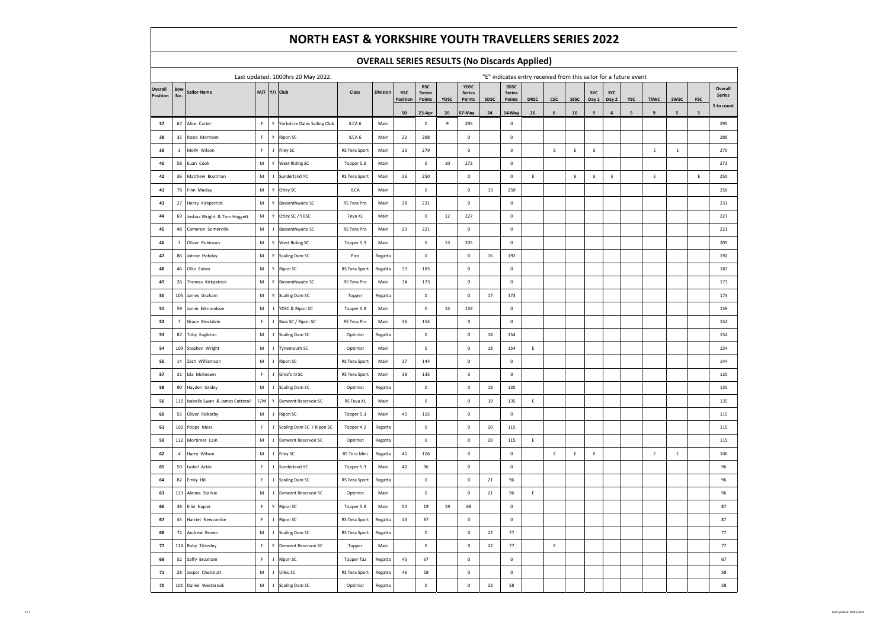# NORTH EAST & YORKSHIRE YOUTH TRAVELLERS SERIES 2022

## OVERALL SERIES RESULTS (No Discards Applied)

Last updated: 1000hrs 20 May 2022.

"E" indicates entry received from this sailor for a future event

| Overall Position | Bow No. | Sailor Name | M/F | Y/J | Club | Class | Division | RSC Position | RSC Series Points | YDSC | YDSC Series Points | SDSC | SDSC Series Points | DRSC | CSC | SSSC | SYC Day 1 | SYC Day 2 | YSC | TSWC | SWSC | FSC | Overall Series |
|---|---|---|---|---|---|---|---|---|---|---|---|---|---|---|---|---|---|---|---|---|---|---|---|
| | | | | | | | | 50 | 23-Apr | 20 | 07-May | 24 | 14-May | 26 | 6 | 10 | 9 | 6 | 5 | 9 | 5 | 3 | 5 to count |
| 37 | 67 | Alice Carter | F | Y | Yorkshire Dales Sailing Club | ILCA 6 | Main | | 0 | 9 | 295 | | 0 | | | | | | | | | | 295 |
| 38 | 35 | Rosie Morrison | F | Y | Ripon SC | ILCA 6 | Main | 22 | 288 | | 0 | | 0 | | | | | | | | | | 288 |
| 39 | 3 | Molly Wilson | F | J | Filey SC | RS Tera Sport | Main | 23 | 279 | | 0 | | 0 | | E | E | E | | | E | E | | 279 |
| 40 | 58 | Euan Cook | M | Y | West Riding SC | Topper 5.3 | Main | | 0 | 10 | 273 | | 0 | | | | | | | | | | 273 |
| 42 | 36 | Matthew Boatman | M | J | Sunderland YC | RS Tera Sport | Main | 26 | 250 | | 0 | | 0 | E | | E | E | E | | E | | E | 250 |
| 41 | 78 | Finn Maclay | M | Y | Otley SC | ILCA | Main | | 0 | | 0 | 13 | 250 | | | | | | | | | | 250 |
| 43 | 27 | Henry Kirkpatrick | M | Y | Bassenthwaite SC | RS Tera Pro | Main | 28 | 231 | | 0 | | 0 | | | | | | | | | | 231 |
| 44 | 69 | Joshua Wright & Tom Hoggett | M | Y | Otley SC / YDSC | Feva XL | Main | | 0 | 12 | 227 | | 0 | | | | | | | | | | 227 |
| 45 | 48 | Cameron Somerville | M | J | Bassenthwaite SC | RS Tera Pro | Main | 29 | 221 | | 0 | | 0 | | | | | | | | | | 221 |
| 46 | 1 | Oliver Robinson | M | Y | West Riding SC | Topper 5.3 | Main | | 0 | 13 | 205 | | 0 | | | | | | | | | | 205 |
| 47 | 86 | Johnie Hobday | M | Y | Scaling Dam SC | Pico | Regatta | | 0 | | 0 | 16 | 192 | | | | | | | | | | 192 |
| 48 | 46 | Ollie Eaton | M | Y | Ripon SC | RS Tera Sport | Regatta | 33 | 183 | | 0 | | 0 | | | | | | | | | | 183 |
| 49 | 26 | Thomas Kirkpatrick | M | Y | Bassenthwaite SC | RS Tera Pro | Main | 34 | 173 | | 0 | | 0 | | | | | | | | | | 173 |
| 50 | 105 | James Graham | M | Y | Scaling Dam SC | Topper | Regatta | | 0 | | 0 | 17 | 173 | | | | | | | | | | 173 |
| 51 | 59 | Jamie Edmondson | M | J | YDSC & Ripon SC | Topper 5.3 | Main | | 0 | 15 | 159 | | 0 | | | | | | | | | | 159 |
| 52 | 7 | Grace Stockdale | F | J | Bass SC / Ripon SC | RS Tera Pro | Main | 36 | 154 | | 0 | | 0 | | | | | | | | | | 154 |
| 53 | 87 | Toby Eagleton | M | J | Scaling Dam SC | Optimist | Regatta | | 0 | | 0 | 18 | 154 | | | | | | | | | | 154 |
| 54 | 109 | Stephen Wright | M | J | Tynemouth SC | Optimist | Main | | 0 | | 0 | 18 | 154 | E | | | | | | | | | 154 |
| 55 | 14 | Zach Williamson | M | J | Ripon SC | RS Tera Sport | Main | 37 | 144 | | 0 | | 0 | | | | | | | | | | 144 |
| 57 | 31 | Isla McKeown | F | J | Gresford SC | RS Tera Sport | Main | 38 | 135 | | 0 | | 0 | | | | | | | | | | 135 |
| 58 | 90 | Hayden Gridey | M | J | Scaling Dam SC | Optimist | Regatta | | 0 | | 0 | 19 | 135 | | | | | | | | | | 135 |
| 56 | 110 | Isabella Swan & James Catterall | F/M | Y | Derwent Reservoir SC | RS Feva XL | Main | | 0 | | 0 | 19 | 135 | E | | | | | | | | | 135 |
| 60 | 55 | Oliver Rickarby | M | J | Ripon SC | Topper 5.3 | Main | 40 | 115 | | 0 | | 0 | | | | | | | | | | 115 |
| 61 | 102 | Poppy Moss | F | J | Scaling Dam SC / Ripon SC | Topper 4.2 | Regatta | | 0 | | 0 | 20 | 115 | | | | | | | | | | 115 |
| 59 | 112 | Mortimer Cain | M | J | Derwent Reservoir SC | Optimist | Regatta | | 0 | | 0 | 20 | 115 | E | | | | | | | | | 115 |
| 62 | 4 | Harry Wilson | M | J | Filey SC | RS Tera Mini | Regatta | 41 | 106 | | 0 | | 0 | | E | E | E | | | E | E | | 106 |
| 65 | 50 | Isobel Arkle | F | J | Sunderland YC | Topper 5.3 | Main | 42 | 96 | | 0 | | 0 | | | | | | | | | | 96 |
| 64 | 82 | Emily Hill | F | J | Scaling Dam SC | RS Tera Sport | Regatta | | 0 | | 0 | 21 | 96 | | | | | | | | | | 96 |
| 63 | 113 | Alanna Starkie | M | J | Derwent Reservoir SC | Optimist | Main | | 0 | | 0 | 21 | 96 | E | | | | | | | | | 96 |
| 66 | 38 | Ellie Napier | F | Y | Ripon SC | Topper 5.3 | Main | 50 | 19 | 19 | 68 | | 0 | | | | | | | | | | 87 |
| 67 | 45 | Harriet Newcombe | F | J | Ripon SC | RS Tera Sport | Regatta | 43 | 87 | | 0 | | 0 | | | | | | | | | | 87 |
| 68 | 72 | Andrew Brown | M | J | Scaling Dam SC | RS Tera Sport | Regatta | | 0 | | 0 | 22 | 77 | | | | | | | | | | 77 |
| 77 | 114 | Ruby Tildesley | F | Y | Derwent Reservoir SC | Topper | Main | | 0 | | 0 | 22 | 77 | | E | | | | | | | | 77 |
| 69 | 52 | Saffy Broxham | F | J | Ripon SC | Topper Taz | Regatta | 45 | 67 | | 0 | | 0 | | | | | | | | | | 67 |
| 71 | 28 | Jasper Chestnutt | M | J | Ulley SC | RS Tera Sport | Regatta | 46 | 58 | | 0 | | 0 | | | | | | | | | | 58 |
| 70 | 101 | Daniel Westbrook | M | J | Scaling Dam SC | Optimist | Regatta | | 0 | | 0 | 23 | 58 | | | | | | | | | | 58 |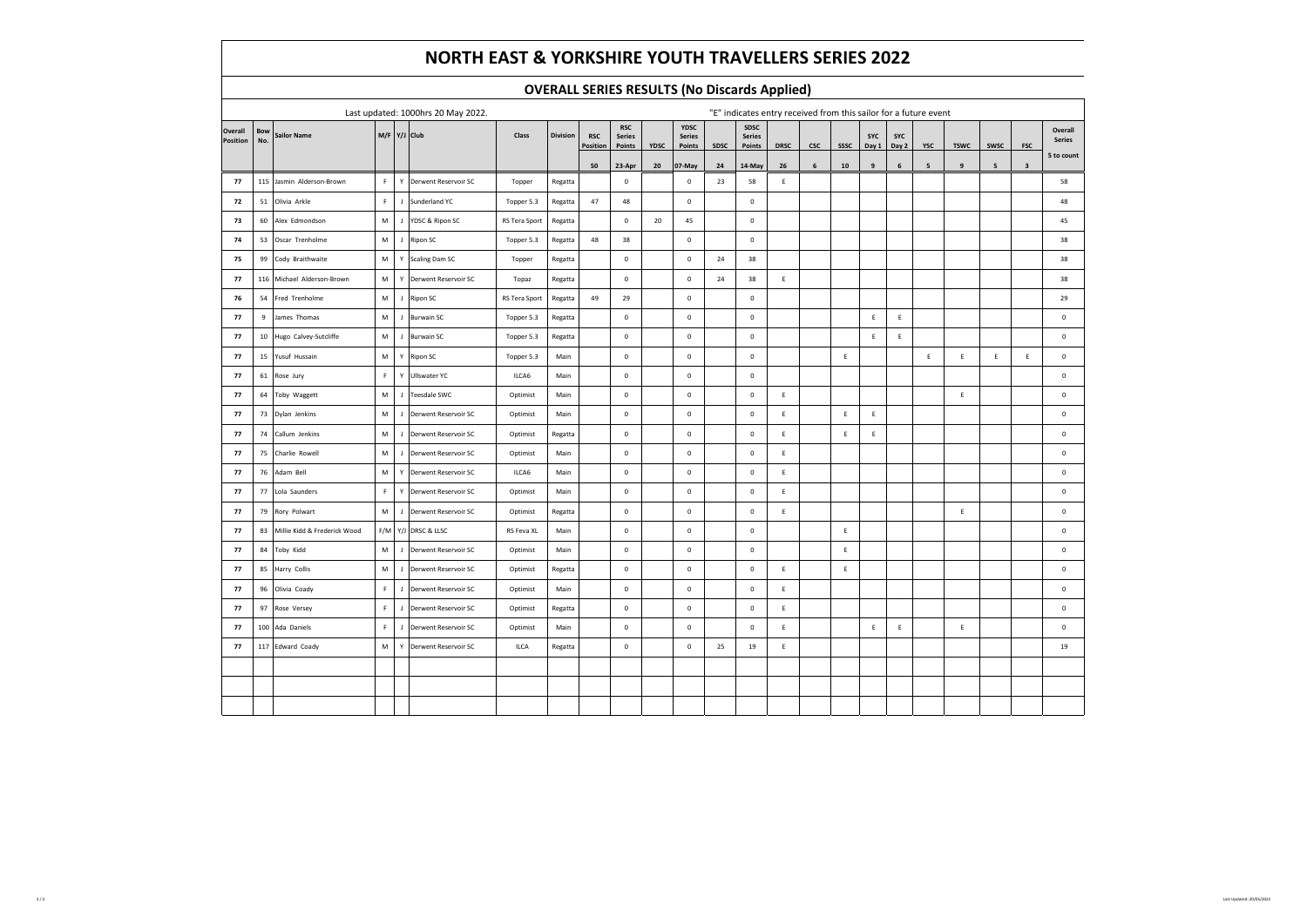# NORTH EAST & YORKSHIRE YOUTH TRAVELLERS SERIES 2022

## OVERALL SERIES RESULTS (No Discards Applied)

Last updated: 1000hrs 20 May 2022.

"E" indicates entry received from this sailor for a future event

| Overall Position | Bow No. | Sailor Name | M/F | Y/J | Club | Class | Division | RSC Position | RSC Series Points | YDSC | YDSC Series Points | SDSC | SDSC Series Points | DRSC | CSC | SSSC | SYC Day 1 | SYC Day 2 | YSC | TSWC | SWSC | FSC | Overall Series |
|---|---|---|---|---|---|---|---|---|---|---|---|---|---|---|---|---|---|---|---|---|---|---|---|
| | | | | | | | | 50 | 23-Apr | 20 | 07-May | 24 | 14-May | 26 | 6 | 10 | 9 | 6 | 5 | 9 | 5 | 3 | 5 to count |
| 77 | 115 | Jasmin Alderson-Brown | F | Y | Derwent Reservoir SC | Topper | Regatta | | 0 | | 0 | 23 | 58 | E | | | | | | | | | 58 |
| 72 | 51 | Olivia Arkle | F | J | Sunderland YC | Topper 5.3 | Regatta | 47 | 48 | | 0 | | 0 | | | | | | | | | | 48 |
| 73 | 60 | Alex Edmondson | M | J | YDSC & Ripon SC | RS Tera Sport | Regatta | | 0 | 20 | 45 | | 0 | | | | | | | | | | 45 |
| 74 | 53 | Oscar Trenholme | M | J | Ripon SC | Topper 5.3 | Regatta | 48 | 38 | | 0 | | 0 | | | | | | | | | | 38 |
| 75 | 99 | Cody Braithwaite | M | Y | Scaling Dam SC | Topper | Regatta | | 0 | | 0 | 24 | 38 | | | | | | | | | | 38 |
| 77 | 116 | Michael Alderson-Brown | M | Y | Derwent Reservoir SC | Topaz | Regatta | | 0 | | 0 | 24 | 38 | E | | | | | | | | | 38 |
| 76 | 54 | Fred Trenholme | M | J | Ripon SC | RS Tera Sport | Regatta | 49 | 29 | | 0 | | 0 | | | | | | | | | | 29 |
| 77 | 9 | James Thomas | M | J | Burwain SC | Topper 5.3 | Regatta | | 0 | | 0 | | 0 | | | | E | E | | | | | 0 |
| 77 | 10 | Hugo Calvey-Sutcliffe | M | J | Burwain SC | Topper 5.3 | Regatta | | 0 | | 0 | | 0 | | | | E | E | | | | | 0 |
| 77 | 15 | Yusuf Hussain | M | Y | Ripon SC | Topper 5.3 | Main | | 0 | | 0 | | 0 | | | E | | | E | E | E | E | 0 |
| 77 | 61 | Rose Jury | F | Y | Ullswater YC | ILCA6 | Main | | 0 | | 0 | | 0 | | | | | | | | | | 0 |
| 77 | 64 | Toby Waggett | M | J | Teesdale SWC | Optimist | Main | | 0 | | 0 | | 0 | E | | | | | | E | | | 0 |
| 77 | 73 | Dylan Jenkins | M | J | Derwent Reservoir SC | Optimist | Main | | 0 | | 0 | | 0 | E | | E | E | | | | | | 0 |
| 77 | 74 | Callum Jenkins | M | J | Derwent Reservoir SC | Optimist | Regatta | | 0 | | 0 | | 0 | E | | E | E | | | | | | 0 |
| 77 | 75 | Charlie Rowell | M | J | Derwent Reservoir SC | Optimist | Main | | 0 | | 0 | | 0 | E | | | | | | | | | 0 |
| 77 | 76 | Adam Bell | M | Y | Derwent Reservoir SC | ILCA6 | Main | | 0 | | 0 | | 0 | E | | | | | | | | | 0 |
| 77 | 77 | Lola Saunders | F | Y | Derwent Reservoir SC | Optimist | Main | | 0 | | 0 | | 0 | E | | | | | | | | | 0 |
| 77 | 79 | Rory Polwart | M | J | Derwent Reservoir SC | Optimist | Regatta | | 0 | | 0 | | 0 | E | | | | | | E | | | 0 |
| 77 | 83 | Millie Kidd & Frederick Wood | F/M | Y/J | DRSC & LLSC | RS Feva XL | Main | | 0 | | 0 | | 0 | | | E | | | | | | | 0 |
| 77 | 84 | Toby Kidd | M | J | Derwent Reservoir SC | Optimist | Main | | 0 | | 0 | | 0 | | | E | | | | | | | 0 |
| 77 | 85 | Harry Collis | M | J | Derwent Reservoir SC | Optimist | Regatta | | 0 | | 0 | | 0 | E | | E | | | | | | | 0 |
| 77 | 96 | Olivia Coady | F | J | Derwent Reservoir SC | Optimist | Main | | 0 | | 0 | | 0 | E | | | | | | | | | 0 |
| 77 | 97 | Rose Versey | F | J | Derwent Reservoir SC | Optimist | Regatta | | 0 | | 0 | | 0 | E | | | | | | | | | 0 |
| 77 | 100 | Ada Daniels | F | J | Derwent Reservoir SC | Optimist | Main | | 0 | | 0 | | 0 | E | | | E | E | | E | | | 0 |
| 77 | 117 | Edward Coady | M | Y | Derwent Reservoir SC | ILCA | Regatta | | 0 | | 0 | 25 | 19 | E | | | | | | | | | 19 |